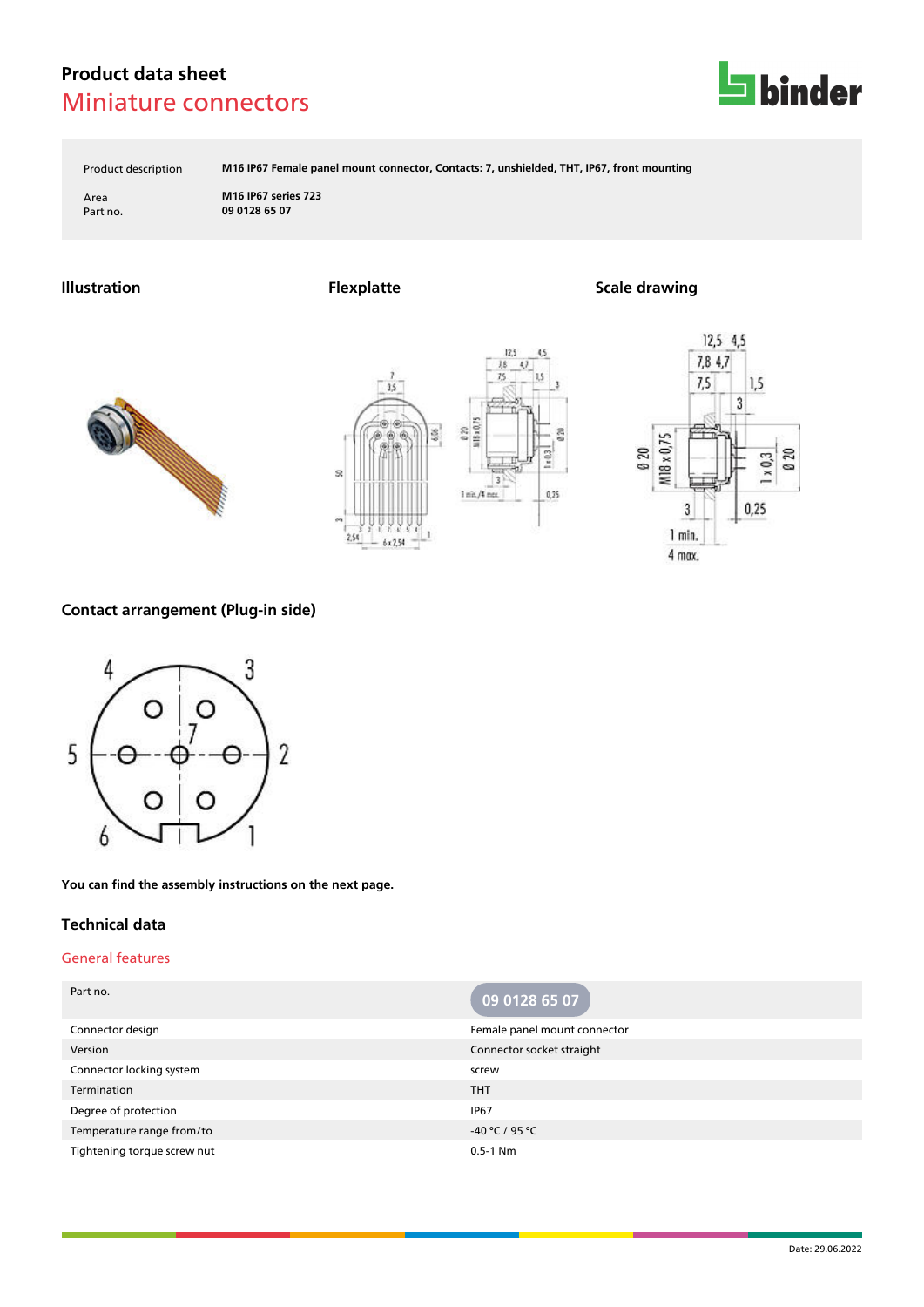# Product data sheet

## Miniature connectors

| | |
|---|---|
| Product description | M16 IP67 Female panel mount connector, Contacts: 7, unshielded, THT, IP67, front mounting |
| Area | M16 IP67 series 723 |
| Part no. | 09 0128 65 07 |

### Illustration

### Flexplatte

### Scale drawing

### Contact arrangement (Plug-in side)

**You can find the assembly instructions on the next page.**

### Technical data

#### General features

| Part no. | 09 0128 65 07 |
|---|---|
| Connector design | Female panel mount connector |
| Version | Connector socket straight |
| Connector locking system | screw |
| Termination | THT |
| Degree of protection | IP67 |
| Temperature range from/to | -40 °C / 95 °C |
| Tightening torque screw nut | 0.5-1 Nm |

Date: 29.06.2022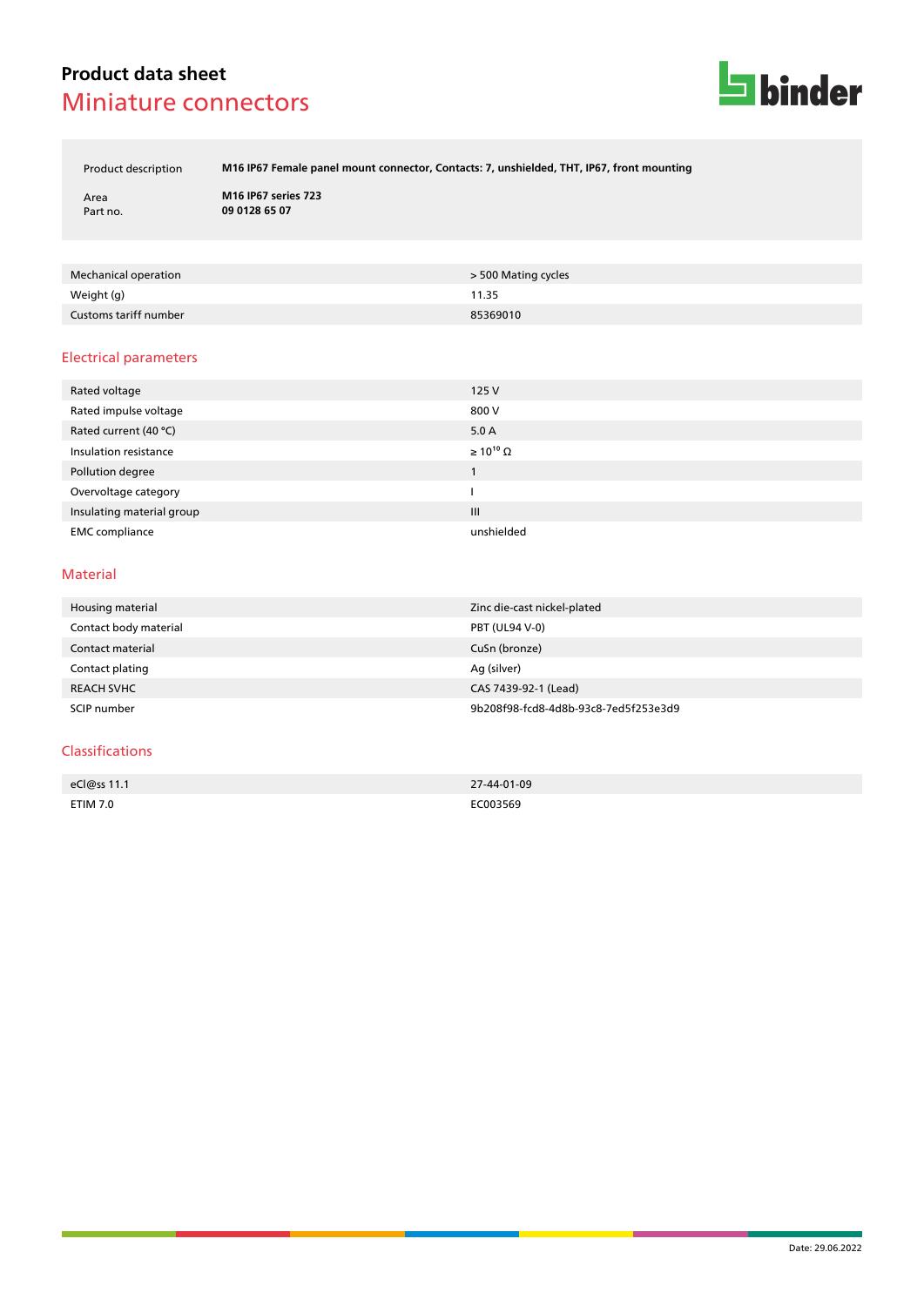# Product data sheet
## Miniature connectors

| | |
|---|---|
| Product description | **M16 IP67 Female panel mount connector, Contacts: 7, unshielded, THT, IP67, front mounting** |
| Area | **M16 IP67 series 723** |
| Part no. | **09 0128 65 07** |

| | |
|---|---|
| Mechanical operation | > 500 Mating cycles |
| Weight (g) | 11.35 |
| Customs tariff number | 85369010 |

## Electrical parameters

| | |
|---|---|
| Rated voltage | 125 V |
| Rated impulse voltage | 800 V |
| Rated current (40 °C) | 5.0 A |
| Insulation resistance | ≥ $10^{10}$ Ω |
| Pollution degree | 1 |
| Overvoltage category | I |
| Insulating material group | III |
| EMC compliance | unshielded |

## Material

| | |
|---|---|
| Housing material | Zinc die-cast nickel-plated |
| Contact body material | PBT (UL94 V-0) |
| Contact material | CuSn (bronze) |
| Contact plating | Ag (silver) |
| REACH SVHC | CAS 7439-92-1 (Lead) |
| SCIP number | 9b208f98-fcd8-4d8b-93c8-7ed5f253e3d9 |

## Classifications

| | |
|---|---|
| eCl@ss 11.1 | 27-44-01-09 |
| ETIM 7.0 | EC003569 |

Date: 29.06.2022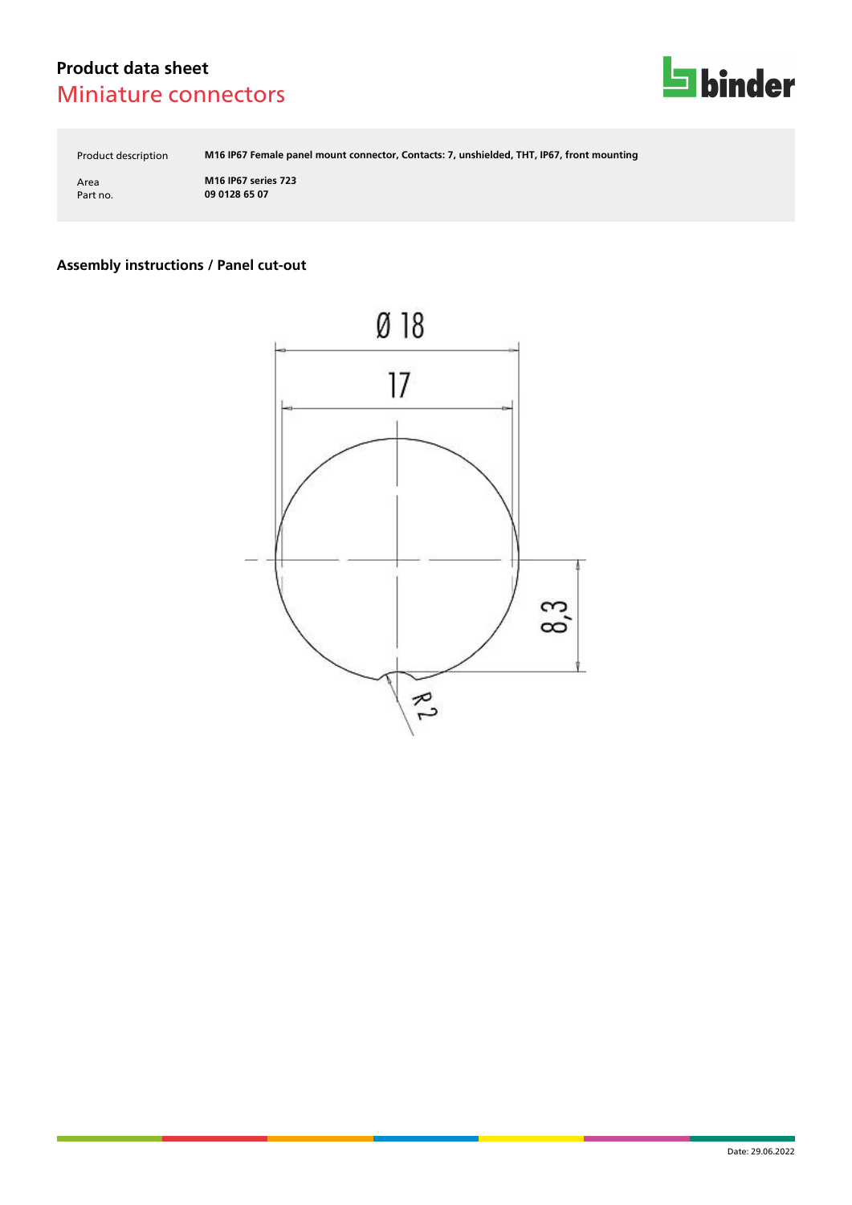# Product data sheet
## Miniature connectors

| | |
|---|---|
| Product description | **M16 IP67 Female panel mount connector, Contacts: 7, unshielded, THT, IP67, front mounting** |
| Area | **M16 IP67 series 723** |
| Part no. | **09 0128 65 07** |

### Assembly instructions / Panel cut-out

Ø 18

17

8,3

R 2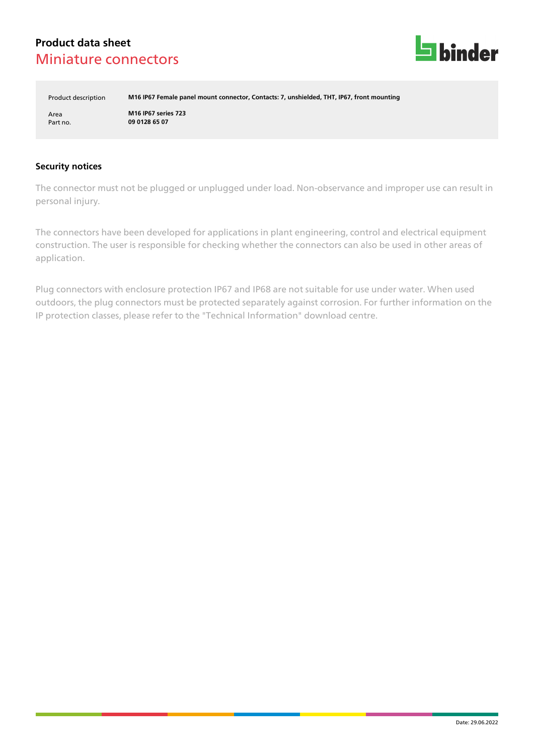| | |
|---|---|
| Product description | **M16 IP67 Female panel mount connector, Contacts: 7, unshielded, THT, IP67, front mounting** |
| Area | **M16 IP67 series 723** |
| Part no. | **09 0128 65 07** |

## Security notices

The connector must not be plugged or unplugged under load. Non-observance and improper use can result in personal injury.

The connectors have been developed for applications in plant engineering, control and electrical equipment construction. The user is responsible for checking whether the connectors can also be used in other areas of application.

Plug connectors with enclosure protection IP67 and IP68 are not suitable for use under water. When used outdoors, the plug connectors must be protected separately against corrosion. For further information on the IP protection classes, please refer to the "Technical Information" download centre.